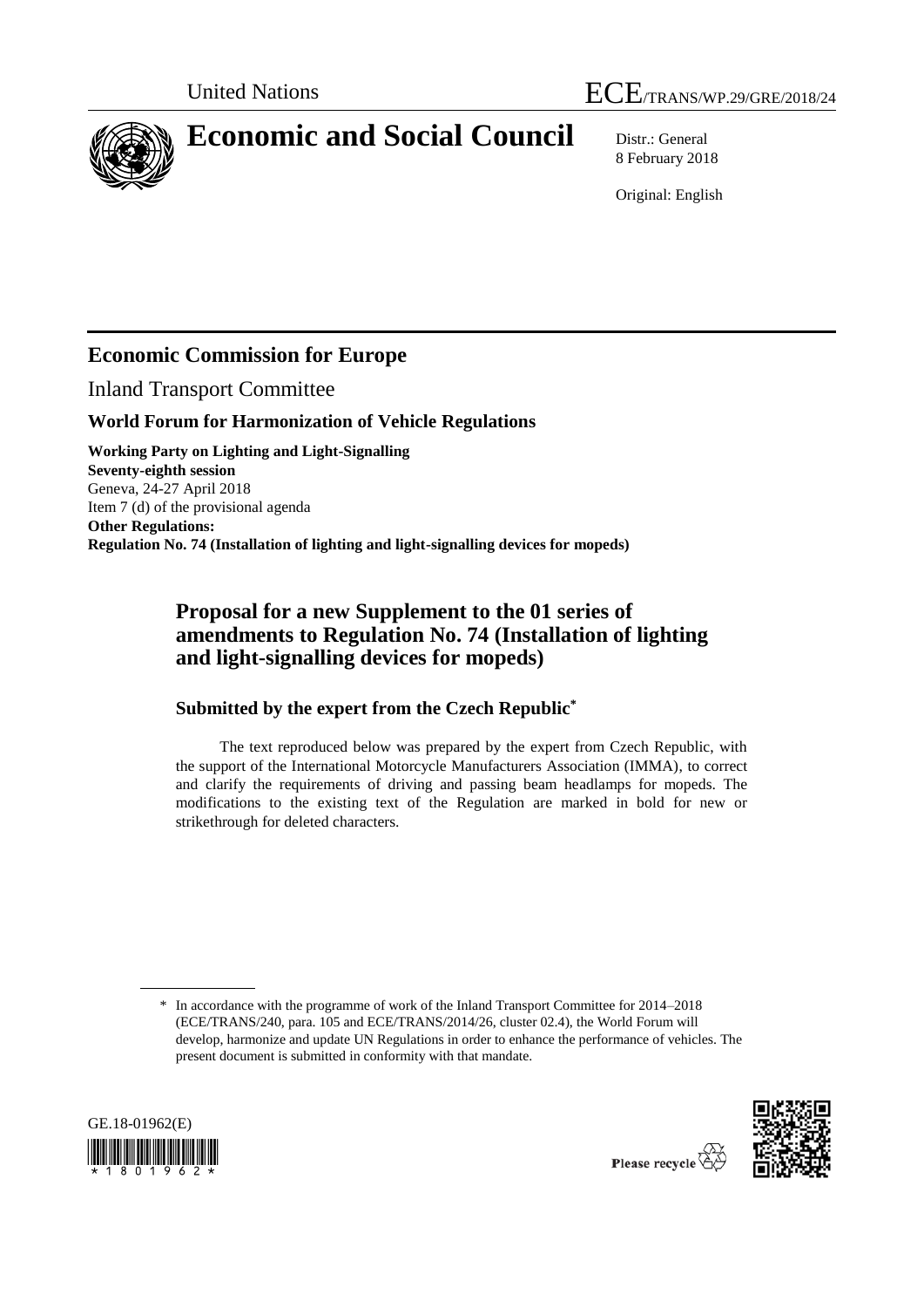United Nations ECE/TRANS/WP.29/GRE/2018/24

# Economic and Social Council

Distr.: General
8 February 2018

Original: English

## Economic Commission for Europe

Inland Transport Committee

### World Forum for Harmonization of Vehicle Regulations

**Working Party on Lighting and Light-Signalling**
**Seventy-eighth session**
Geneva, 24-27 April 2018
Item 7 (d) of the provisional agenda
**Other Regulations:**
**Regulation No. 74 (Installation of lighting and light-signalling devices for mopeds)**

## Proposal for a new Supplement to the 01 series of amendments to Regulation No. 74 (Installation of lighting and light-signalling devices for mopeds)

### Submitted by the expert from the Czech Republic*

The text reproduced below was prepared by the expert from Czech Republic, with the support of the International Motorcycle Manufacturers Association (IMMA), to correct and clarify the requirements of driving and passing beam headlamps for mopeds. The modifications to the existing text of the Regulation are marked in bold for new or strikethrough for deleted characters.

\* In accordance with the programme of work of the Inland Transport Committee for 2014–2018 (ECE/TRANS/240, para. 105 and ECE/TRANS/2014/26, cluster 02.4), the World Forum will develop, harmonize and update UN Regulations in order to enhance the performance of vehicles. The present document is submitted in conformity with that mandate.

GE.18-01962(E)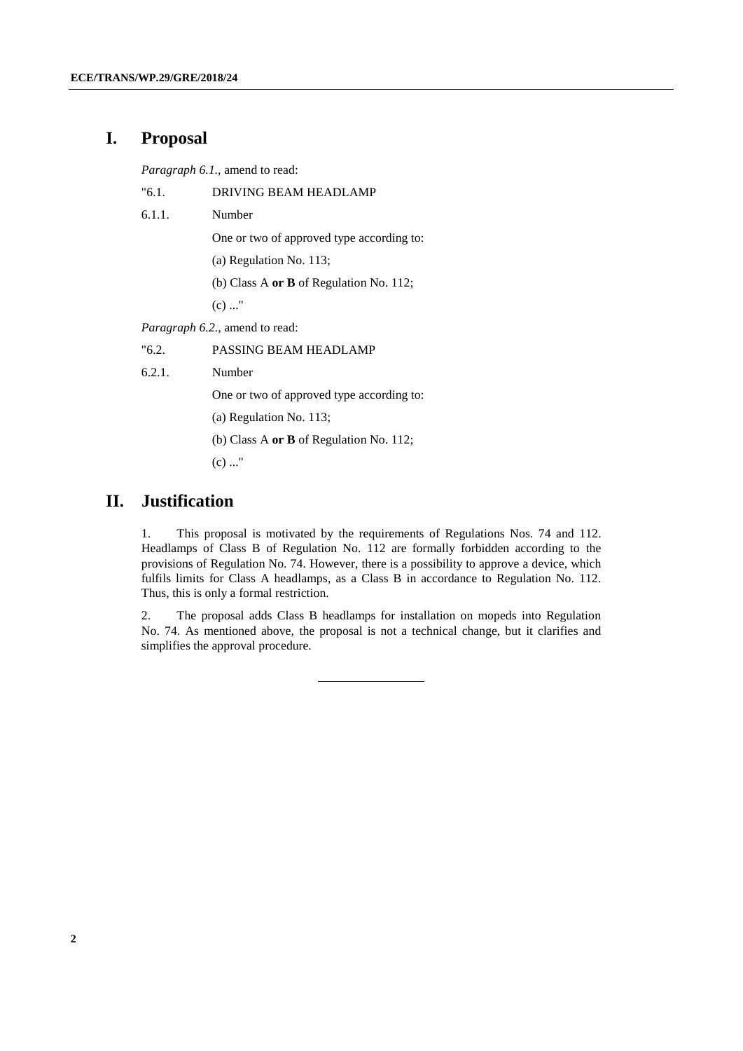# I. Proposal

*Paragraph 6.1.,* amend to read:

"6.1. DRIVING BEAM HEADLAMP

6.1.1. Number

One or two of approved type according to:

(a) Regulation No. 113;

(b) Class A **or B** of Regulation No. 112;

(c) ..."

*Paragraph 6.2.,* amend to read:

"6.2. PASSING BEAM HEADLAMP

6.2.1. Number

One or two of approved type according to:

(a) Regulation No. 113;

(b) Class A **or B** of Regulation No. 112;

(c) ..."

# II. Justification

1. This proposal is motivated by the requirements of Regulations Nos. 74 and 112. Headlamps of Class B of Regulation No. 112 are formally forbidden according to the provisions of Regulation No. 74. However, there is a possibility to approve a device, which fulfils limits for Class A headlamps, as a Class B in accordance to Regulation No. 112. Thus, this is only a formal restriction.

2. The proposal adds Class B headlamps for installation on mopeds into Regulation No. 74. As mentioned above, the proposal is not a technical change, but it clarifies and simplifies the approval procedure.